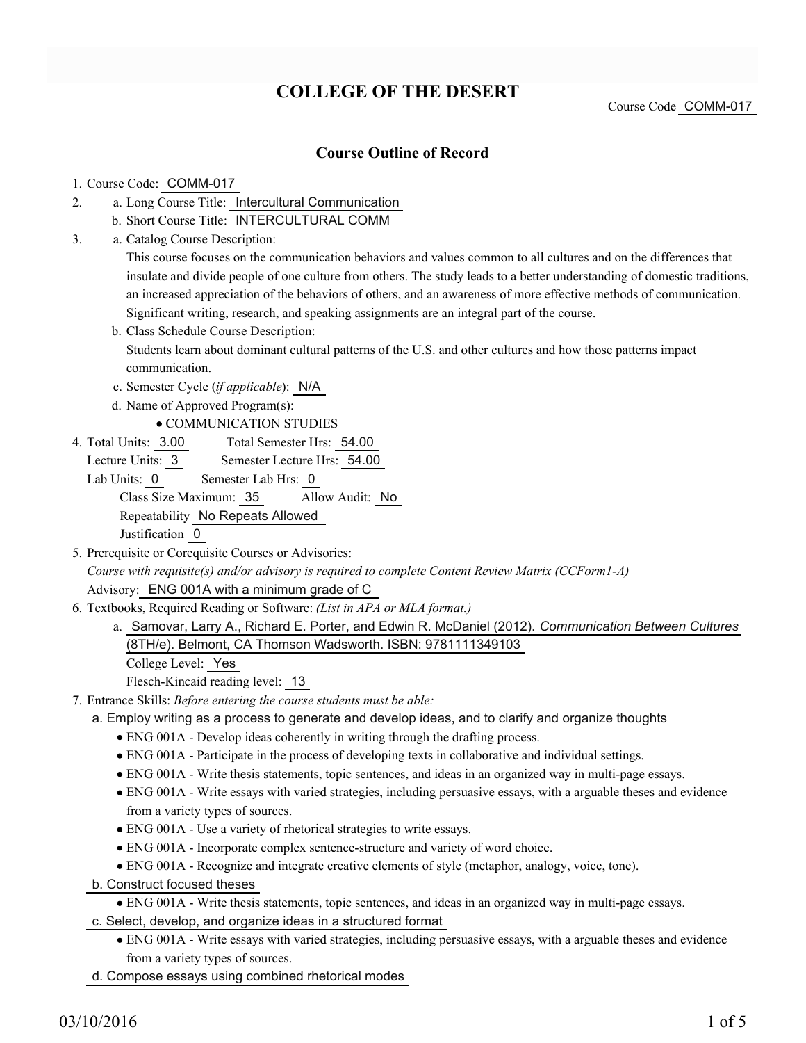# COLLEGE OF THE DESERT

Course Code COMM-017

## Course Outline of Record

1. Course Code: COMM-017
2. a. Long Course Title: Intercultural Communication
   b. Short Course Title: INTERCULTURAL COMM
3. a. Catalog Course Description:
   This course focuses on the communication behaviors and values common to all cultures and on the differences that insulate and divide people of one culture from others. The study leads to a better understanding of domestic traditions, an increased appreciation of the behaviors of others, and an awareness of more effective methods of communication. Significant writing, research, and speaking assignments are an integral part of the course.
   b. Class Schedule Course Description:
   Students learn about dominant cultural patterns of the U.S. and other cultures and how those patterns impact communication.
   c. Semester Cycle (*if applicable*): N/A
   d. Name of Approved Program(s):
   - COMMUNICATION STUDIES
4. Total Units: 3.00 Total Semester Hrs: 54.00
   Lecture Units: 3 Semester Lecture Hrs: 54.00
   Lab Units: 0 Semester Lab Hrs: 0
   Class Size Maximum: 35 Allow Audit: No
   Repeatability No Repeats Allowed
   Justification 0
5. Prerequisite or Corequisite Courses or Advisories:
   *Course with requisite(s) and/or advisory is required to complete Content Review Matrix (CCForm1-A)*
   Advisory: ENG 001A with a minimum grade of C
6. Textbooks, Required Reading or Software: *(List in APA or MLA format.)*
   a. Samovar, Larry A., Richard E. Porter, and Edwin R. McDaniel (2012). *Communication Between Cultures* (8TH/e). Belmont, CA Thomson Wadsworth. ISBN: 9781111349103
   College Level: Yes
   Flesch-Kincaid reading level: 13
7. Entrance Skills: *Before entering the course students must be able:*
   a. Employ writing as a process to generate and develop ideas, and to clarify and organize thoughts
   - ENG 001A - Develop ideas coherently in writing through the drafting process.
   - ENG 001A - Participate in the process of developing texts in collaborative and individual settings.
   - ENG 001A - Write thesis statements, topic sentences, and ideas in an organized way in multi-page essays.
   - ENG 001A - Write essays with varied strategies, including persuasive essays, with a arguable theses and evidence from a variety types of sources.
   - ENG 001A - Use a variety of rhetorical strategies to write essays.
   - ENG 001A - Incorporate complex sentence-structure and variety of word choice.
   - ENG 001A - Recognize and integrate creative elements of style (metaphor, analogy, voice, tone).

   b. Construct focused theses
   - ENG 001A - Write thesis statements, topic sentences, and ideas in an organized way in multi-page essays.

   c. Select, develop, and organize ideas in a structured format
   - ENG 001A - Write essays with varied strategies, including persuasive essays, with a arguable theses and evidence from a variety types of sources.

   d. Compose essays using combined rhetorical modes

03/10/2016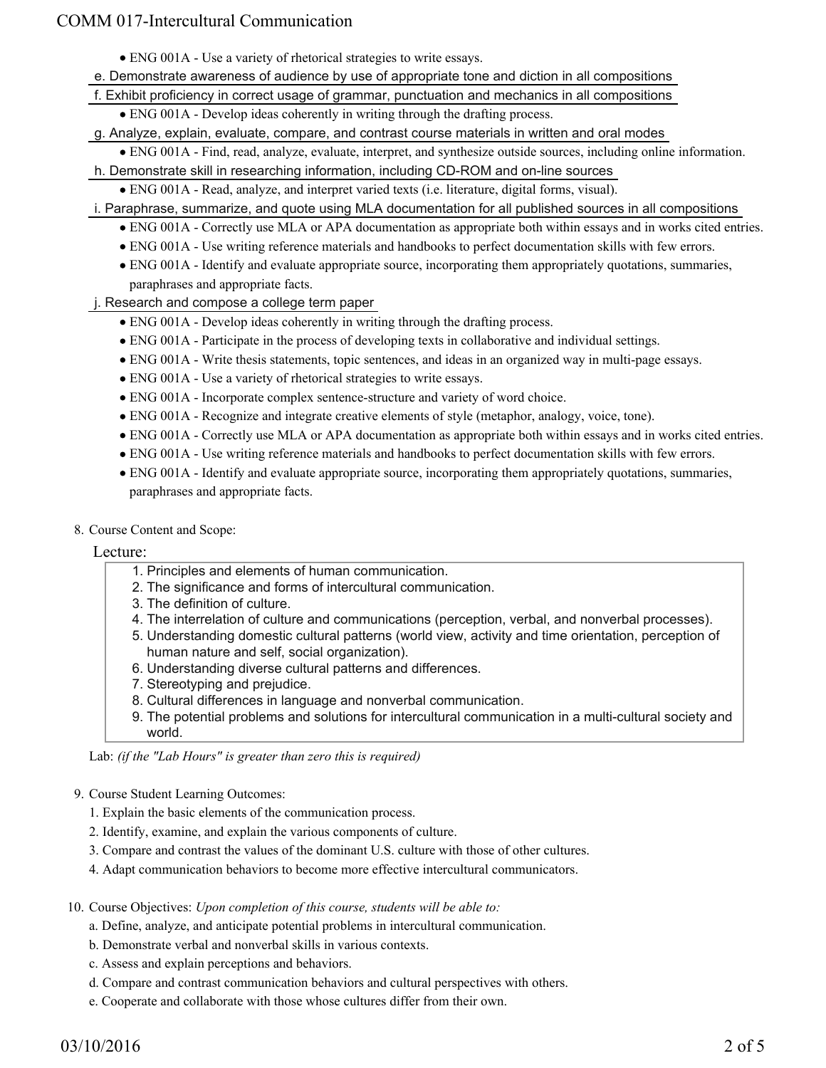- ENG 001A - Use a variety of rhetorical strategies to write essays.

e. Demonstrate awareness of audience by use of appropriate tone and diction in all compositions

f. Exhibit proficiency in correct usage of grammar, punctuation and mechanics in all compositions

- ENG 001A - Develop ideas coherently in writing through the drafting process.

g. Analyze, explain, evaluate, compare, and contrast course materials in written and oral modes

- ENG 001A - Find, read, analyze, evaluate, interpret, and synthesize outside sources, including online information.

h. Demonstrate skill in researching information, including CD-ROM and on-line sources

- ENG 001A - Read, analyze, and interpret varied texts (i.e. literature, digital forms, visual).

i. Paraphrase, summarize, and quote using MLA documentation for all published sources in all compositions

- ENG 001A - Correctly use MLA or APA documentation as appropriate both within essays and in works cited entries.
- ENG 001A - Use writing reference materials and handbooks to perfect documentation skills with few errors.
- ENG 001A - Identify and evaluate appropriate source, incorporating them appropriately quotations, summaries, paraphrases and appropriate facts.

j. Research and compose a college term paper

- ENG 001A - Develop ideas coherently in writing through the drafting process.
- ENG 001A - Participate in the process of developing texts in collaborative and individual settings.
- ENG 001A - Write thesis statements, topic sentences, and ideas in an organized way in multi-page essays.
- ENG 001A - Use a variety of rhetorical strategies to write essays.
- ENG 001A - Incorporate complex sentence-structure and variety of word choice.
- ENG 001A - Recognize and integrate creative elements of style (metaphor, analogy, voice, tone).
- ENG 001A - Correctly use MLA or APA documentation as appropriate both within essays and in works cited entries.
- ENG 001A - Use writing reference materials and handbooks to perfect documentation skills with few errors.
- ENG 001A - Identify and evaluate appropriate source, incorporating them appropriately quotations, summaries, paraphrases and appropriate facts.

8. Course Content and Scope:

Lecture:

1. Principles and elements of human communication.
2. The significance and forms of intercultural communication.
3. The definition of culture.
4. The interrelation of culture and communications (perception, verbal, and nonverbal processes).
5. Understanding domestic cultural patterns (world view, activity and time orientation, perception of human nature and self, social organization).
6. Understanding diverse cultural patterns and differences.
7. Stereotyping and prejudice.
8. Cultural differences in language and nonverbal communication.
9. The potential problems and solutions for intercultural communication in a multi-cultural society and world.

Lab: *(if the "Lab Hours" is greater than zero this is required)*

9. Course Student Learning Outcomes:

1. Explain the basic elements of the communication process.
2. Identify, examine, and explain the various components of culture.
3. Compare and contrast the values of the dominant U.S. culture with those of other cultures.
4. Adapt communication behaviors to become more effective intercultural communicators.

10. Course Objectives: *Upon completion of this course, students will be able to:*

a. Define, analyze, and anticipate potential problems in intercultural communication.

b. Demonstrate verbal and nonverbal skills in various contexts.

c. Assess and explain perceptions and behaviors.

d. Compare and contrast communication behaviors and cultural perspectives with others.

e. Cooperate and collaborate with those whose cultures differ from their own.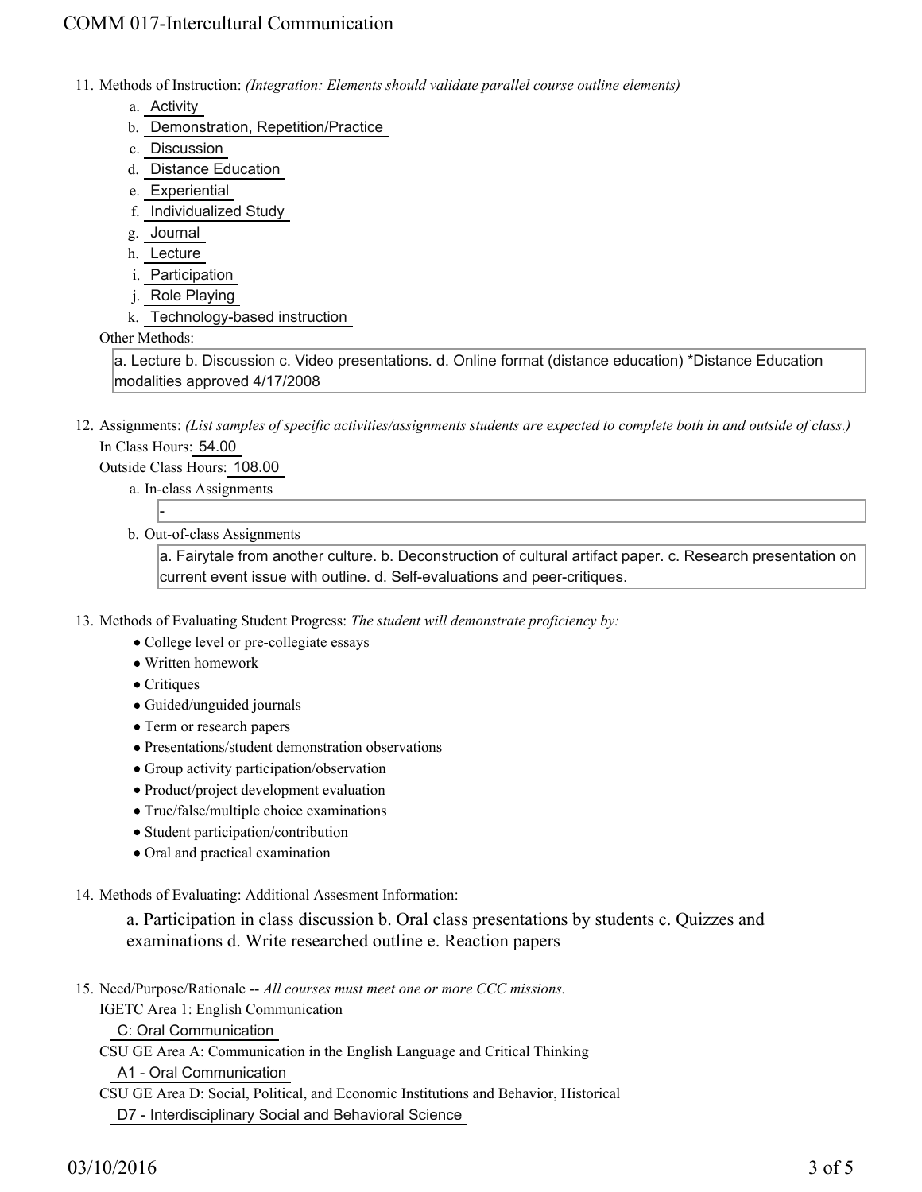11. Methods of Instruction: *(Integration: Elements should validate parallel course outline elements)*
    a. Activity
    b. Demonstration, Repetition/Practice
    c. Discussion
    d. Distance Education
    e. Experiential
    f. Individualized Study
    g. Journal
    h. Lecture
    i. Participation
    j. Role Playing
    k. Technology-based instruction

    Other Methods:

    a. Lecture b. Discussion c. Video presentations. d. Online format (distance education) *Distance Education modalities approved 4/17/2008

12. Assignments: *(List samples of specific activities/assignments students are expected to complete both in and outside of class.)*

    In Class Hours: 54.00

    Outside Class Hours: 108.00

    a. In-class Assignments

       -

    b. Out-of-class Assignments

       a. Fairytale from another culture. b. Deconstruction of cultural artifact paper. c. Research presentation on current event issue with outline. d. Self-evaluations and peer-critiques.

13. Methods of Evaluating Student Progress: *The student will demonstrate proficiency by:*
    - College level or pre-collegiate essays
    - Written homework
    - Critiques
    - Guided/unguided journals
    - Term or research papers
    - Presentations/student demonstration observations
    - Group activity participation/observation
    - Product/project development evaluation
    - True/false/multiple choice examinations
    - Student participation/contribution
    - Oral and practical examination

14. Methods of Evaluating: Additional Assesment Information:

    a. Participation in class discussion b. Oral class presentations by students c. Quizzes and examinations d. Write researched outline e. Reaction papers

15. Need/Purpose/Rationale -- *All courses must meet one or more CCC missions.*

    IGETC Area 1: English Communication

    C: Oral Communication

    CSU GE Area A: Communication in the English Language and Critical Thinking

    A1 - Oral Communication

    CSU GE Area D: Social, Political, and Economic Institutions and Behavior, Historical

    D7 - Interdisciplinary Social and Behavioral Science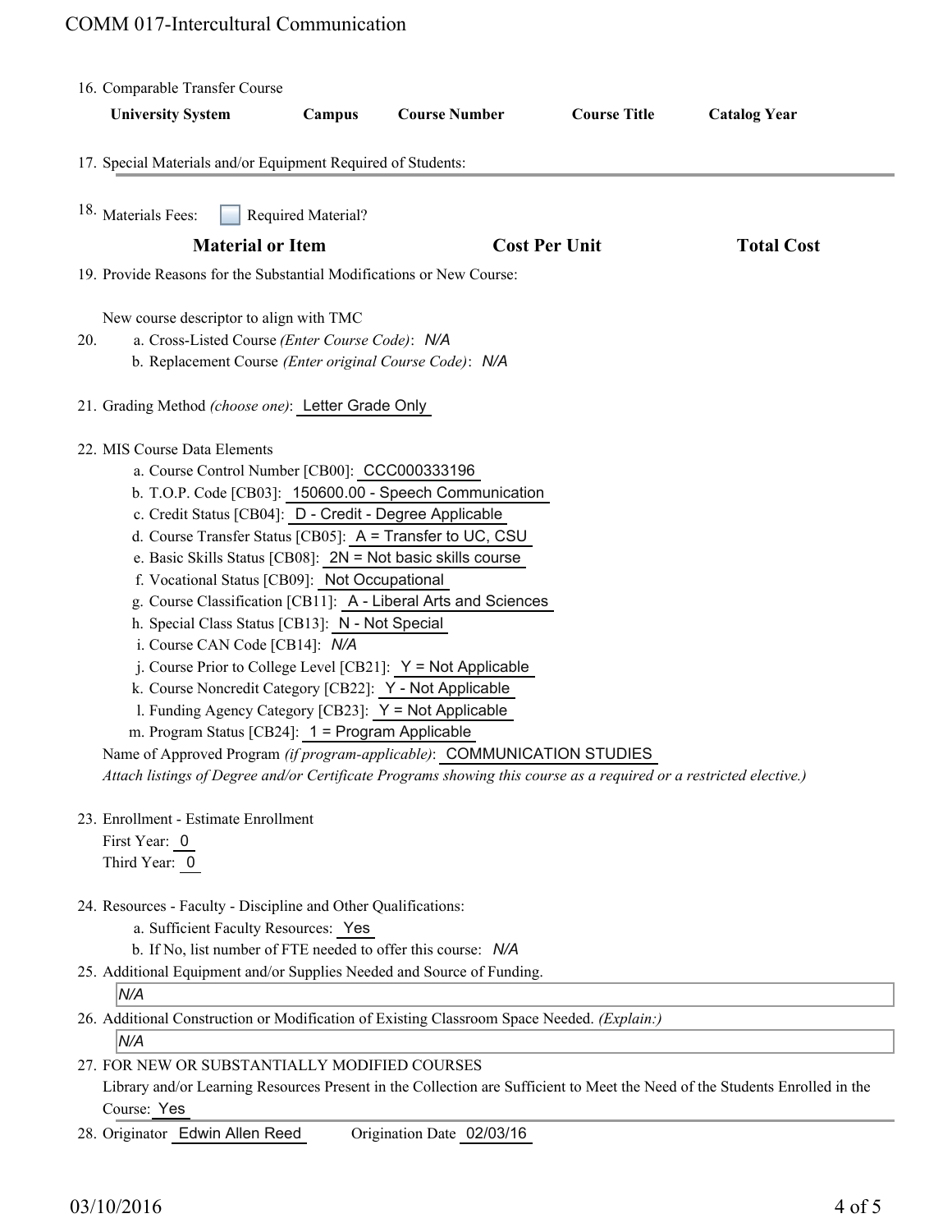16. Comparable Transfer Course

| University System | Campus | Course Number | Course Title | Catalog Year |
|---|---|---|---|---|

17. Special Materials and/or Equipment Required of Students:

18. Materials Fees: ☐ Required Material?

| Material or Item | Cost Per Unit | Total Cost |
|---|---|---|

19. Provide Reasons for the Substantial Modifications or New Course:

    New course descriptor to align with TMC

20. a. Cross-Listed Course *(Enter Course Code)*: *N/A*
    b. Replacement Course *(Enter original Course Code)*: *N/A*

21. Grading Method *(choose one)*: Letter Grade Only

22. MIS Course Data Elements
    a. Course Control Number [CB00]: CCC000333196
    b. T.O.P. Code [CB03]: 150600.00 - Speech Communication
    c. Credit Status [CB04]: D - Credit - Degree Applicable
    d. Course Transfer Status [CB05]: A = Transfer to UC, CSU
    e. Basic Skills Status [CB08]: 2N = Not basic skills course
    f. Vocational Status [CB09]: Not Occupational
    g. Course Classification [CB11]: A - Liberal Arts and Sciences
    h. Special Class Status [CB13]: N - Not Special
    i. Course CAN Code [CB14]: *N/A*
    j. Course Prior to College Level [CB21]: Y = Not Applicable
    k. Course Noncredit Category [CB22]: Y - Not Applicable
    l. Funding Agency Category [CB23]: Y = Not Applicable
    m. Program Status [CB24]: 1 = Program Applicable

    Name of Approved Program *(if program-applicable)*: COMMUNICATION STUDIES

    *Attach listings of Degree and/or Certificate Programs showing this course as a required or a restricted elective.)*

23. Enrollment - Estimate Enrollment
    First Year: 0
    Third Year: 0

24. Resources - Faculty - Discipline and Other Qualifications:
    a. Sufficient Faculty Resources: Yes
    b. If No, list number of FTE needed to offer this course: *N/A*

25. Additional Equipment and/or Supplies Needed and Source of Funding.
    *N/A*

26. Additional Construction or Modification of Existing Classroom Space Needed. *(Explain:)*
    *N/A*

27. FOR NEW OR SUBSTANTIALLY MODIFIED COURSES
    Library and/or Learning Resources Present in the Collection are Sufficient to Meet the Need of the Students Enrolled in the Course: Yes

28. Originator Edwin Allen Reed Origination Date 02/03/16